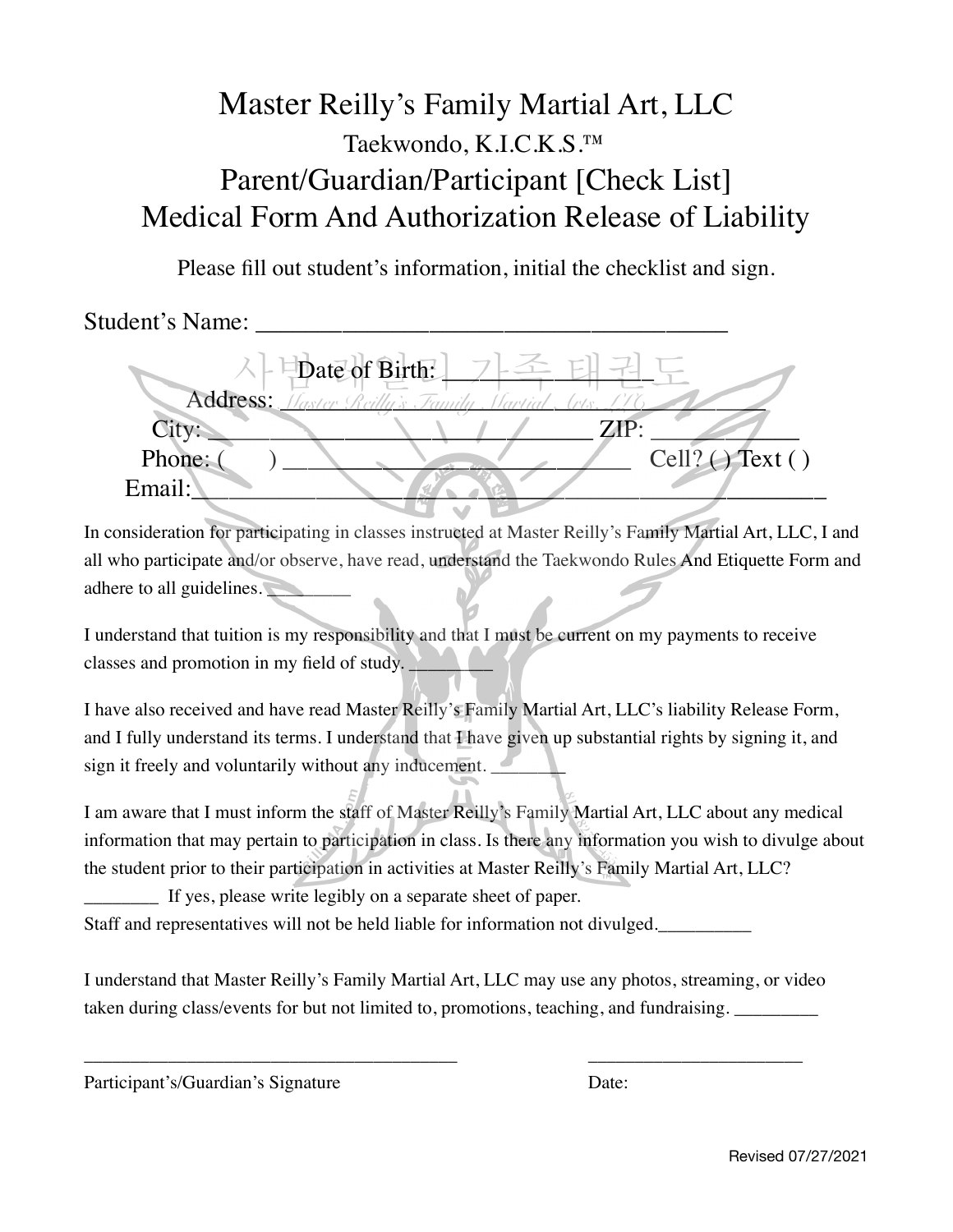# Master Reilly's Family Martial Art, LLC

## Taekwondo, K.I.C.K.S.™

## Parent/Guardian/Participant [Check List]

## Medical Form And Authorization Release of Liability

Please fill out student's information, initial the checklist and sign.

Student's Name: ____________________________________

Date of Birth: ____________

Address: ________________________________________

City: ______________________________ ZIP: ___________

Phone: (     ) ___________________________ Cell? ( ) Text ( )

Email: _________________________________________________

In consideration for participating in classes instructed at Master Reilly's Family Martial Art, LLC, I and all who participate and/or observe, have read, understand the Taekwondo Rules And Etiquette Form and adhere to all guidelines. ________

I understand that tuition is my responsibility and that I must be current on my payments to receive classes and promotion in my field of study. ________

I have also received and have read Master Reilly's Family Martial Art, LLC's liability Release Form, and I fully understand its terms. I understand that I have given up substantial rights by signing it, and sign it freely and voluntarily without any inducement. ________

I am aware that I must inform the staff of Master Reilly's Family Martial Art, LLC about any medical information that may pertain to participation in class. Is there any information you wish to divulge about the student prior to their participation in activities at Master Reilly's Family Martial Art, LLC?

________ If yes, please write legibly on a separate sheet of paper.

Staff and representatives will not be held liable for information not divulged. __________

I understand that Master Reilly's Family Martial Art, LLC may use any photos, streaming, or video taken during class/events for but not limited to, promotions, teaching, and fundraising. _________

________________________________________ ______________________

Participant's/Guardian's Signature Date:

Revised 07/27/2021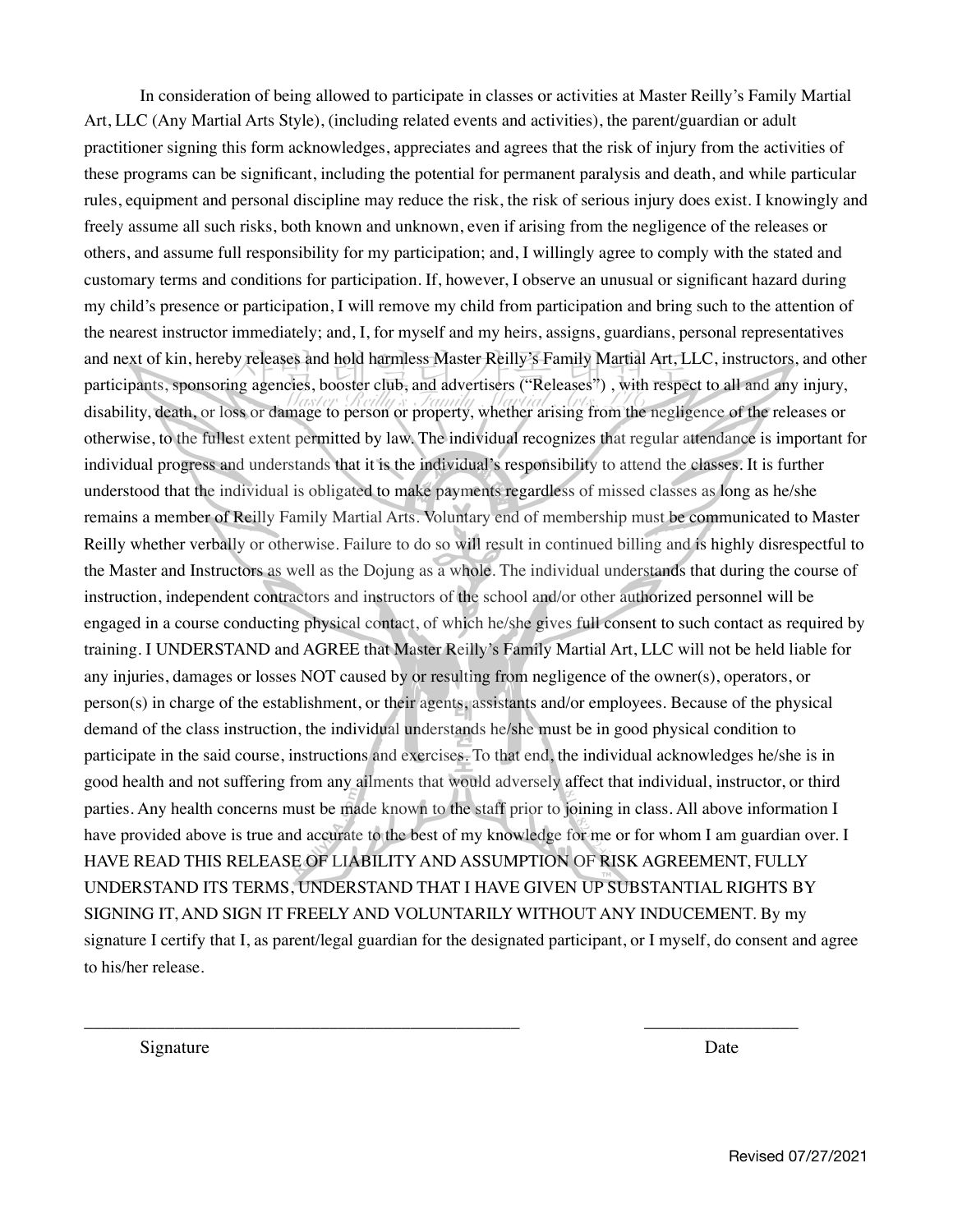In consideration of being allowed to participate in classes or activities at Master Reilly's Family Martial Art, LLC (Any Martial Arts Style), (including related events and activities), the parent/guardian or adult practitioner signing this form acknowledges, appreciates and agrees that the risk of injury from the activities of these programs can be significant, including the potential for permanent paralysis and death, and while particular rules, equipment and personal discipline may reduce the risk, the risk of serious injury does exist. I knowingly and freely assume all such risks, both known and unknown, even if arising from the negligence of the releases or others, and assume full responsibility for my participation; and, I willingly agree to comply with the stated and customary terms and conditions for participation. If, however, I observe an unusual or significant hazard during my child's presence or participation, I will remove my child from participation and bring such to the attention of the nearest instructor immediately; and, I, for myself and my heirs, assigns, guardians, personal representatives and next of kin, hereby releases and hold harmless Master Reilly's Family Martial Art, LLC, instructors, and other participants, sponsoring agencies, booster club, and advertisers ("Releases") , with respect to all and any injury, disability, death, or loss or damage to person or property, whether arising from the negligence of the releases or otherwise, to the fullest extent permitted by law. The individual recognizes that regular attendance is important for individual progress and understands that it is the individual's responsibility to attend the classes. It is further understood that the individual is obligated to make payments regardless of missed classes as long as he/she remains a member of Reilly Family Martial Arts. Voluntary end of membership must be communicated to Master Reilly whether verbally or otherwise. Failure to do so will result in continued billing and is highly disrespectful to the Master and Instructors as well as the Dojung as a whole. The individual understands that during the course of instruction, independent contractors and instructors of the school and/or other authorized personnel will be engaged in a course conducting physical contact, of which he/she gives full consent to such contact as required by training. I UNDERSTAND and AGREE that Master Reilly's Family Martial Art, LLC will not be held liable for any injuries, damages or losses NOT caused by or resulting from negligence of the owner(s), operators, or person(s) in charge of the establishment, or their agents, assistants and/or employees. Because of the physical demand of the class instruction, the individual understands he/she must be in good physical condition to participate in the said course, instructions and exercises. To that end, the individual acknowledges he/she is in good health and not suffering from any ailments that would adversely affect that individual, instructor, or third parties. Any health concerns must be made known to the staff prior to joining in class. All above information I have provided above is true and accurate to the best of my knowledge for me or for whom I am guardian over. I HAVE READ THIS RELEASE OF LIABILITY AND ASSUMPTION OF RISK AGREEMENT, FULLY UNDERSTAND ITS TERMS, UNDERSTAND THAT I HAVE GIVEN UP SUBSTANTIAL RIGHTS BY SIGNING IT, AND SIGN IT FREELY AND VOLUNTARILY WITHOUT ANY INDUCEMENT. By my signature I certify that I, as parent/legal guardian for the designated participant, or I myself, do consent and agree to his/her release.

\_\_\_\_\_\_\_\_\_\_\_\_\_\_\_\_\_\_\_\_\_\_\_\_\_\_\_\_\_\_\_\_\_\_\_\_\_\_\_\_\_\_\_\_ \_\_\_\_\_\_\_\_\_\_\_\_\_\_\_\_\_\_

Signature Date

Revised 07/27/2021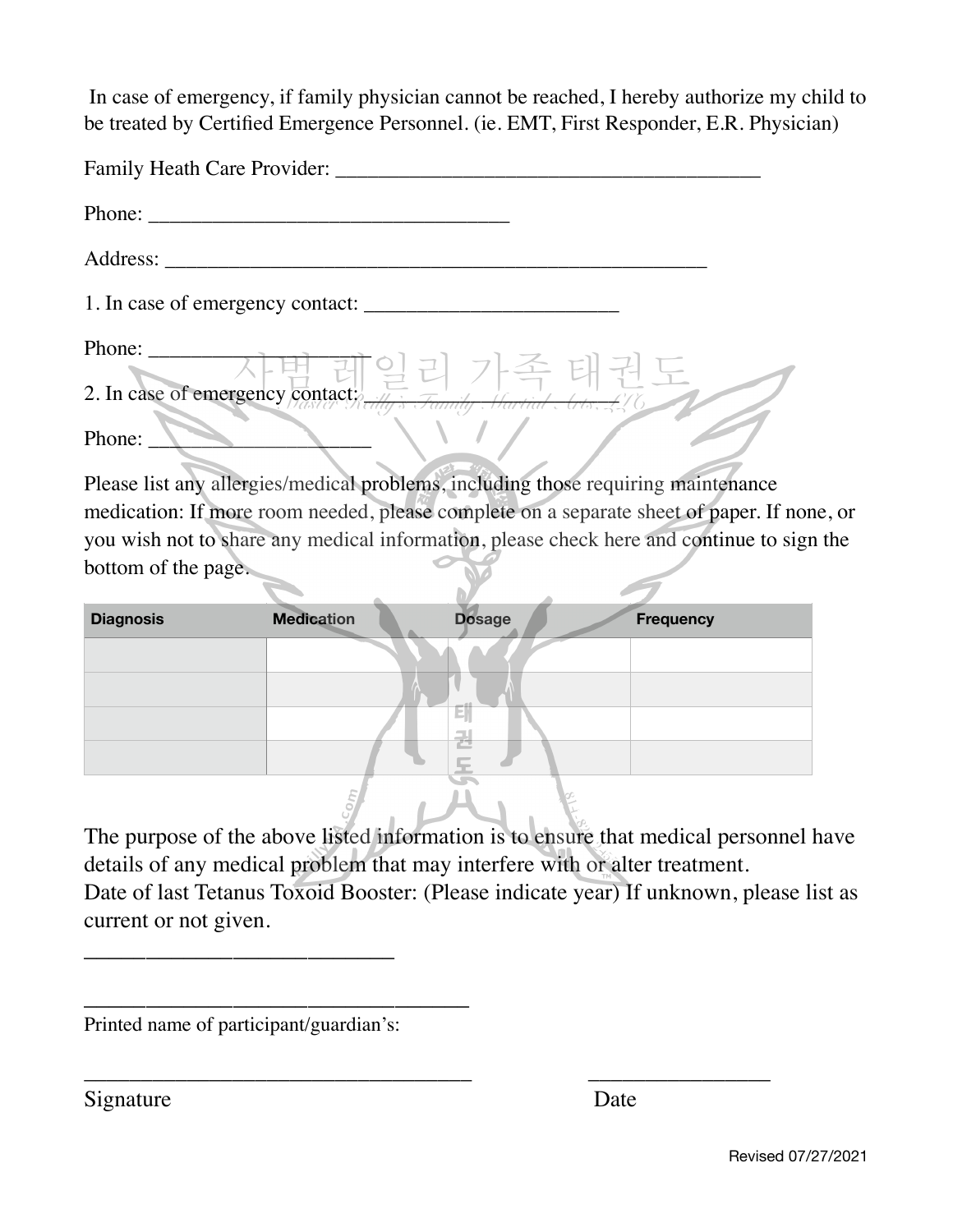In case of emergency, if family physician cannot be reached, I hereby authorize my child to be treated by Certified Emergence Personnel. (ie. EMT, First Responder, E.R. Physician)

Family Heath Care Provider: ________________________________________

Phone: __________________________________

Address: ____________________________________________________

1. In case of emergency contact: ________________________

Phone: _____________________

2. In case of emergency contact: ________________________

Phone: _____________________

Please list any allergies/medical problems, including those requiring maintenance medication: If more room needed, please complete on a separate sheet of paper. If none, or you wish not to share any medical information, please check here and continue to sign the bottom of the page.

| Diagnosis | Medication | Dosage | Frequency |
|---|---|---|---|
| | | | |
| | | | |
| | | | |
| | | | |

The purpose of the above listed information is to ensure that medical personnel have details of any medical problem that may interfere with or alter treatment.
Date of last Tetanus Toxoid Booster: (Please indicate year) If unknown, please list as current or not given.

___________________________

__________________________________

Printed name of participant/guardian's:

__________________________________ ________________

Signature Date

Revised 07/27/2021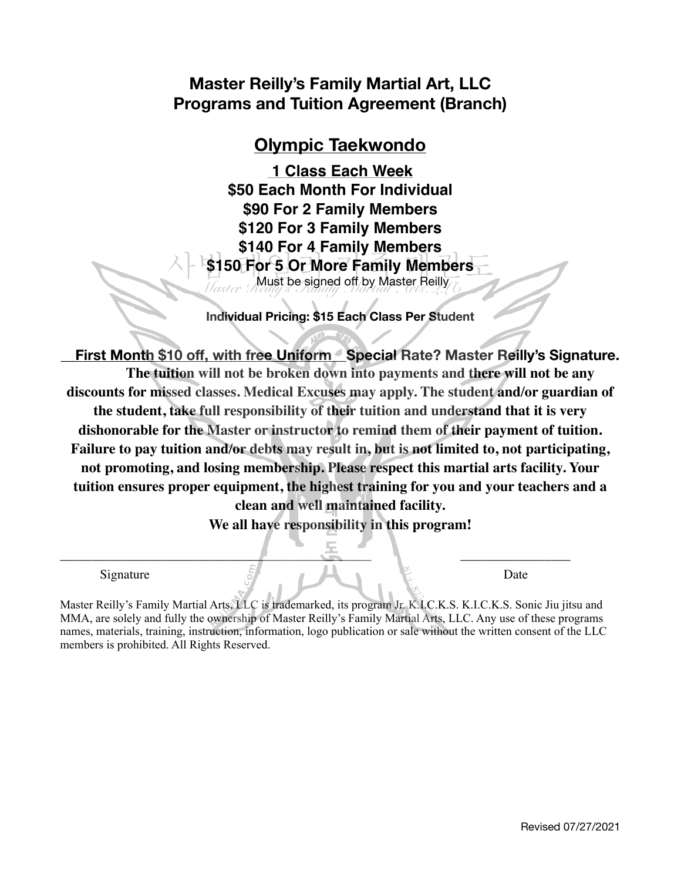# Master Reilly's Family Martial Art, LLC
# Programs and Tuition Agreement (Branch)

## Olympic Taekwondo

**1 Class Each Week**
**$50 Each Month For Individual**
**$90 For 2 Family Members**
**$120 For 3 Family Members**
**$140 For 4 Family Members**
**$150 For 5 Or More Family Members**
Must be signed off by Master Reilly

**Individual Pricing: $15 Each Class Per Student**

**First Month $10 off, with free Uniform** **Special Rate? Master Reilly's Signature.**

**The tuition will not be broken down into payments and there will not be any discounts for missed classes. Medical Excuses may apply. The student and/or guardian of the student, take full responsibility of their tuition and understand that it is very dishonorable for the Master or instructor to remind them of their payment of tuition. Failure to pay tuition and/or debts may result in, but is not limited to, not participating, not promoting, and losing membership. Please respect this martial arts facility. Your tuition ensures proper equipment, the highest training for you and your teachers and a clean and well maintained facility.**
**We all have responsibility in this program!**

_______________________________________________ _________________
Signature Date

Master Reilly's Family Martial Arts, LLC is trademarked, its program Jr. K.I.C.K.S. K.I.C.K.S. Sonic Jiu jitsu and MMA, are solely and fully the ownership of Master Reilly's Family Martial Arts, LLC. Any use of these programs names, materials, training, instruction, information, logo publication or sale without the written consent of the LLC members is prohibited. All Rights Reserved.

Revised 07/27/2021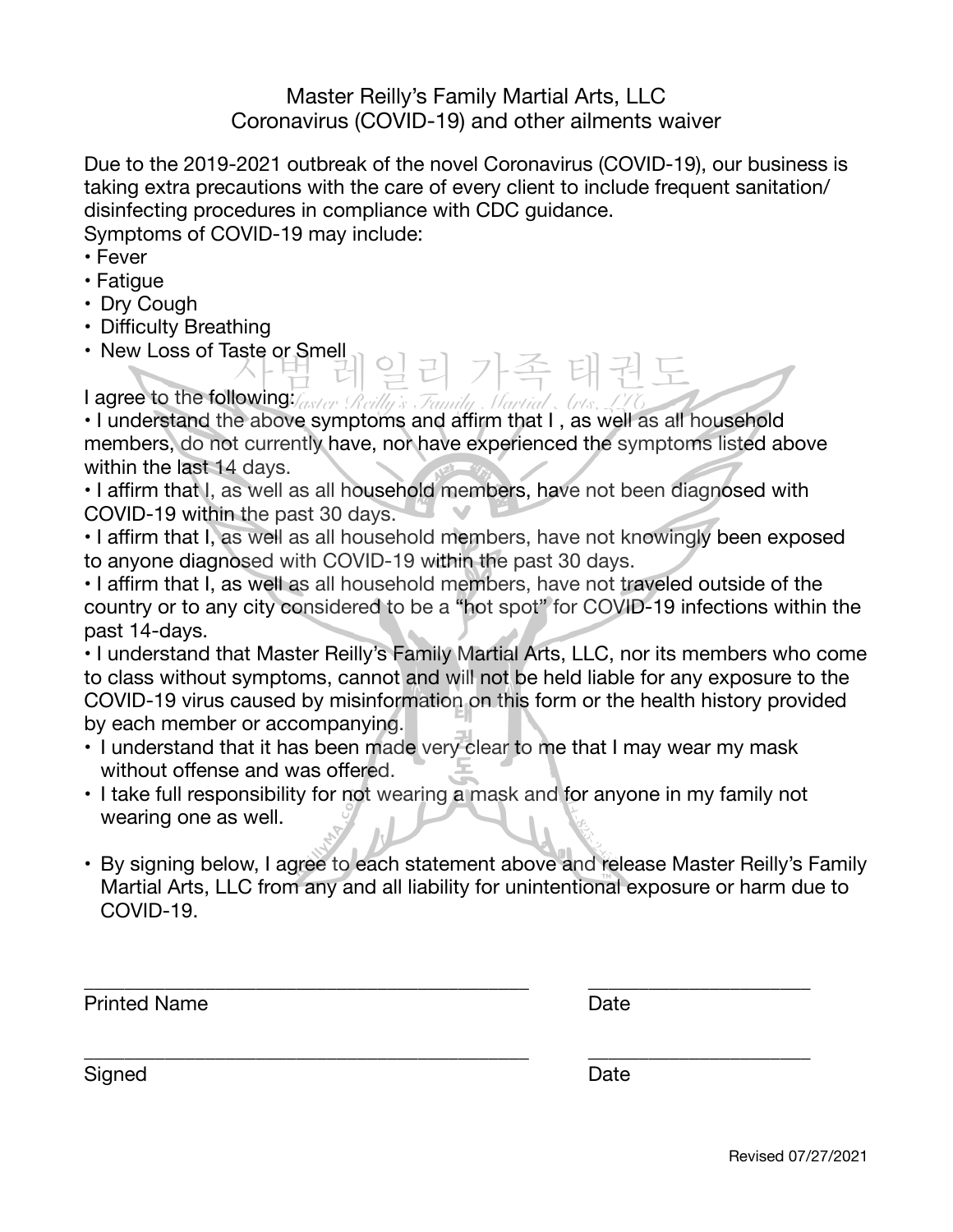# Master Reilly's Family Martial Arts, LLC
## Coronavirus (COVID-19) and other ailments waiver

Due to the 2019-2021 outbreak of the novel Coronavirus (COVID-19), our business is taking extra precautions with the care of every client to include frequent sanitation/ disinfecting procedures in compliance with CDC guidance.

Symptoms of COVID-19 may include:

- Fever
- Fatigue
- Dry Cough
- Difficulty Breathing
- New Loss of Taste or Smell

I agree to the following:

- I understand the above symptoms and affirm that I , as well as all household members, do not currently have, nor have experienced the symptoms listed above within the last 14 days.
- I affirm that I, as well as all household members, have not been diagnosed with COVID-19 within the past 30 days.
- I affirm that I, as well as all household members, have not knowingly been exposed to anyone diagnosed with COVID-19 within the past 30 days.
- I affirm that I, as well as all household members, have not traveled outside of the country or to any city considered to be a "hot spot" for COVID-19 infections within the past 14-days.
- I understand that Master Reilly's Family Martial Arts, LLC, nor its members who come to class without symptoms, cannot and will not be held liable for any exposure to the COVID-19 virus caused by misinformation on this form or the health history provided by each member or accompanying.
- I understand that it has been made very clear to me that I may wear my mask without offense and was offered.
- I take full responsibility for not wearing a mask and for anyone in my family not wearing one as well.

- By signing below, I agree to each statement above and release Master Reilly's Family Martial Arts, LLC from any and all liability for unintentional exposure or harm due to COVID-19.

\_\_\_\_\_\_\_\_\_\_\_\_\_\_\_\_\_\_\_\_\_\_\_\_\_\_\_\_\_\_\_\_\_\_\_\_\_\_\_\_\_\_ \_\_\_\_\_\_\_\_\_\_\_\_\_\_\_\_\_\_\_\_\_\_

Printed Name Date

\_\_\_\_\_\_\_\_\_\_\_\_\_\_\_\_\_\_\_\_\_\_\_\_\_\_\_\_\_\_\_\_\_\_\_\_\_\_\_\_\_\_ \_\_\_\_\_\_\_\_\_\_\_\_\_\_\_\_\_\_\_\_\_\_

Signed Date

Revised 07/27/2021